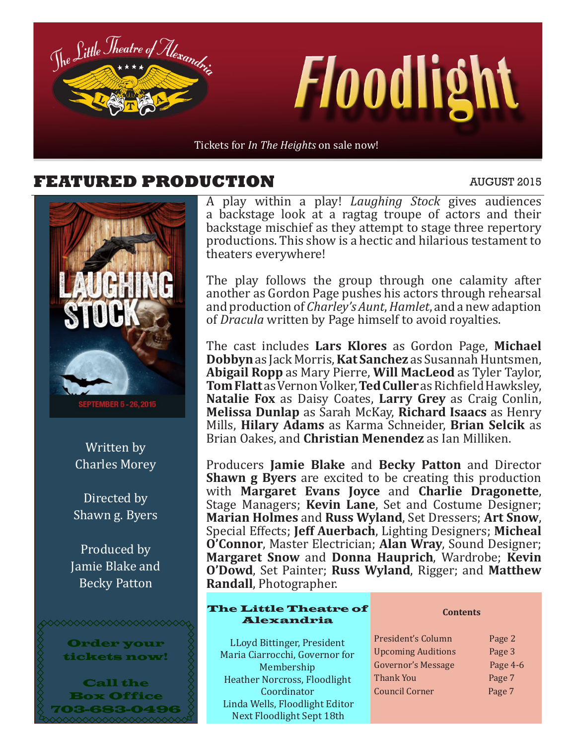The Little Theatre of Alexandria

# Floodlight

Tickets for *In The Heights* on sale now!

## FEATURED PRODUCTION

AUGUST 2015

LAUGHING STOCK

SEPTEMBER 5 - 26, 2015

Written by
Charles Morey

Directed by
Shawn g. Byers

Produced by
Jamie Blake and
Becky Patton

**Order your tickets now!**

**Call the Box Office 703-683-0496**

A play within a play! *Laughing Stock* gives audiences a backstage look at a ragtag troupe of actors and their backstage mischief as they attempt to stage three repertory productions. This show is a hectic and hilarious testament to theaters everywhere!

The play follows the group through one calamity after another as Gordon Page pushes his actors through rehearsal and production of *Charley's Aunt*, *Hamlet*, and a new adaption of *Dracula* written by Page himself to avoid royalties.

The cast includes **Lars Klores** as Gordon Page, **Michael Dobbyn** as Jack Morris, **Kat Sanchez** as Susannah Huntsmen, **Abigail Ropp** as Mary Pierre, **Will MacLeod** as Tyler Taylor, **Tom Flatt** as Vernon Volker, **Ted Culler** as Richfield Hawksley, **Natalie Fox** as Daisy Coates, **Larry Grey** as Craig Conlin, **Melissa Dunlap** as Sarah McKay, **Richard Isaacs** as Henry Mills, **Hilary Adams** as Karma Schneider, **Brian Selcik** as Brian Oakes, and **Christian Menendez** as Ian Milliken.

Producers **Jamie Blake** and **Becky Patton** and Director **Shawn g Byers** are excited to be creating this production with **Margaret Evans Joyce** and **Charlie Dragonette**, Stage Managers; **Kevin Lane**, Set and Costume Designer; **Marian Holmes** and **Russ Wyland**, Set Dressers; **Art Snow**, Special Effects; **Jeff Auerbach**, Lighting Designers; **Micheal O'Connor**, Master Electrician; **Alan Wray**, Sound Designer; **Margaret Snow** and **Donna Hauprich**, Wardrobe; **Kevin O'Dowd**, Set Painter; **Russ Wyland**, Rigger; and **Matthew Randall**, Photographer.

**The Little Theatre of Alexandria**

LLoyd Bittinger, President
Maria Ciarrocchi, Governor for Membership
Heather Norcross, Floodlight Coordinator
Linda Wells, Floodlight Editor
Next Floodlight Sept 18th

**Contents**

| | |
|---|---|
| President's Column | Page 2 |
| Upcoming Auditions | Page 3 |
| Governor's Message | Page 4-6 |
| Thank You | Page 7 |
| Council Corner | Page 7 |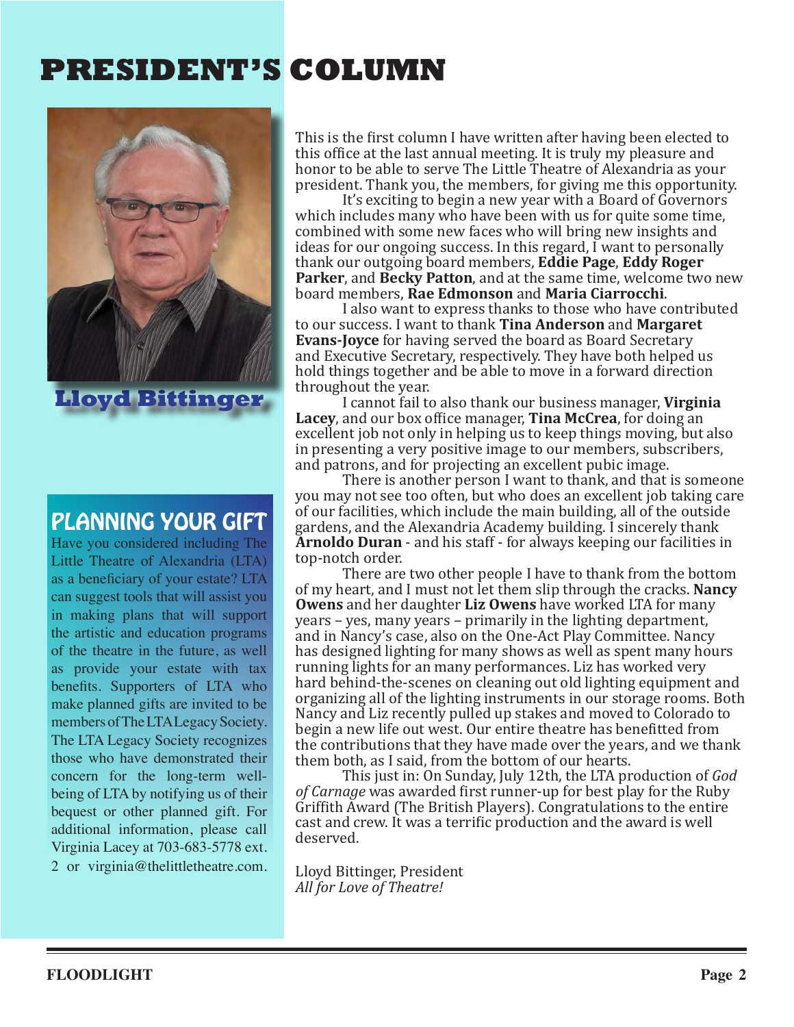# PRESIDENT'S COLUMN

**Lloyd Bittinger**

This is the first column I have written after having been elected to this office at the last annual meeting. It is truly my pleasure and honor to be able to serve The Little Theatre of Alexandria as your president. Thank you, the members, for giving me this opportunity.

It's exciting to begin a new year with a Board of Governors which includes many who have been with us for quite some time, combined with some new faces who will bring new insights and ideas for our ongoing success. In this regard, I want to personally thank our outgoing board members, **Eddie Page**, **Eddy Roger Parker**, and **Becky Patton**, and at the same time, welcome two new board members, **Rae Edmonson** and **Maria Ciarrocchi**.

I also want to express thanks to those who have contributed to our success. I want to thank **Tina Anderson** and **Margaret Evans-Joyce** for having served the board as Board Secretary and Executive Secretary, respectively. They have both helped us hold things together and be able to move in a forward direction throughout the year.

I cannot fail to also thank our business manager, **Virginia Lacey**, and our box office manager, **Tina McCrea**, for doing an excellent job not only in helping us to keep things moving, but also in presenting a very positive image to our members, subscribers, and patrons, and for projecting an excellent pubic image.

There is another person I want to thank, and that is someone you may not see too often, but who does an excellent job taking care of our facilities, which include the main building, all of the outside gardens, and the Alexandria Academy building. I sincerely thank **Arnoldo Duran** - and his staff - for always keeping our facilities in top-notch order.

There are two other people I have to thank from the bottom of my heart, and I must not let them slip through the cracks. **Nancy Owens** and her daughter **Liz Owens** have worked LTA for many years – yes, many years – primarily in the lighting department, and in Nancy's case, also on the One-Act Play Committee. Nancy has designed lighting for many shows as well as spent many hours running lights for an many performances. Liz has worked very hard behind-the-scenes on cleaning out old lighting equipment and organizing all of the lighting instruments in our storage rooms. Both Nancy and Liz recently pulled up stakes and moved to Colorado to begin a new life out west. Our entire theatre has benefitted from the contributions that they have made over the years, and we thank them both, as I said, from the bottom of our hearts.

This just in: On Sunday, July 12th, the LTA production of *God of Carnage* was awarded first runner-up for best play for the Ruby Griffith Award (The British Players). Congratulations to the entire cast and crew. It was a terrific production and the award is well deserved.

Lloyd Bittinger, President
*All for Love of Theatre!*

## PLANNING YOUR GIFT

Have you considered including The Little Theatre of Alexandria (LTA) as a beneficiary of your estate? LTA can suggest tools that will assist you in making plans that will support the artistic and education programs of the theatre in the future, as well as provide your estate with tax benefits. Supporters of LTA who make planned gifts are invited to be members of The LTA Legacy Society. The LTA Legacy Society recognizes those who have demonstrated their concern for the long-term well-being of LTA by notifying us of their bequest or other planned gift. For additional information, please call Virginia Lacey at 703-683-5778 ext. 2 or virginia@thelittletheatre.com.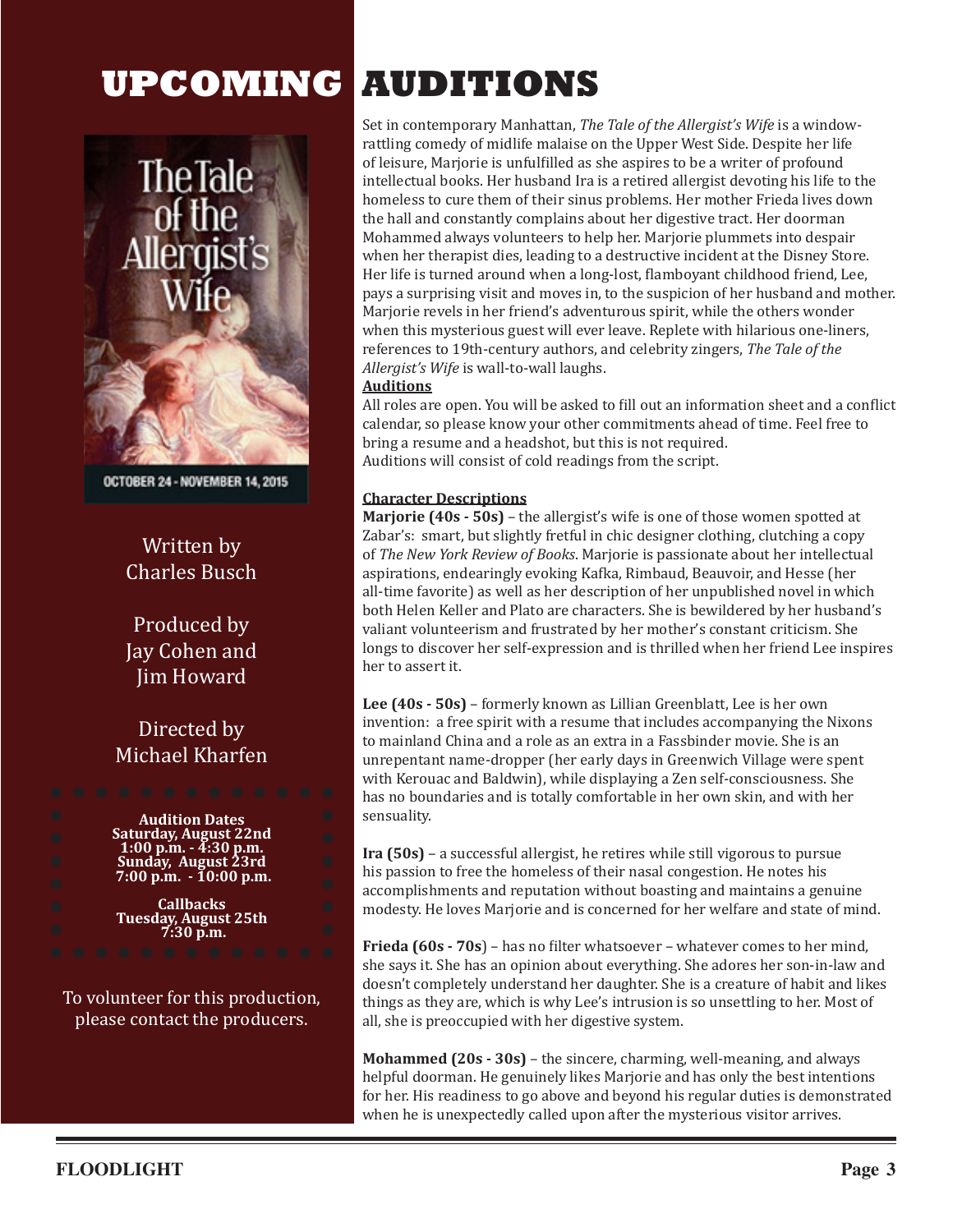# UPCOMING AUDITIONS

The Tale of the Allergist's Wife

OCTOBER 24 - NOVEMBER 14, 2015

Written by
Charles Busch

Produced by
Jay Cohen and
Jim Howard

Directed by
Michael Kharfen

**Audition Dates**
**Saturday, August 22nd**
**1:00 p.m. - 4:30 p.m.**
**Sunday, August 23rd**
**7:00 p.m. - 10:00 p.m.**

**Callbacks**
**Tuesday, August 25th**
**7:30 p.m.**

To volunteer for this production, please contact the producers.

Set in contemporary Manhattan, *The Tale of the Allergist's Wife* is a window-rattling comedy of midlife malaise on the Upper West Side. Despite her life of leisure, Marjorie is unfulfilled as she aspires to be a writer of profound intellectual books. Her husband Ira is a retired allergist devoting his life to the homeless to cure them of their sinus problems. Her mother Frieda lives down the hall and constantly complains about her digestive tract. Her doorman Mohammed always volunteers to help her. Marjorie plummets into despair when her therapist dies, leading to a destructive incident at the Disney Store. Her life is turned around when a long-lost, flamboyant childhood friend, Lee, pays a surprising visit and moves in, to the suspicion of her husband and mother. Marjorie revels in her friend's adventurous spirit, while the others wonder when this mysterious guest will ever leave. Replete with hilarious one-liners, references to 19th-century authors, and celebrity zingers, *The Tale of the Allergist's Wife* is wall-to-wall laughs.

**Auditions**

All roles are open. You will be asked to fill out an information sheet and a conflict calendar, so please know your other commitments ahead of time. Feel free to bring a resume and a headshot, but this is not required.
Auditions will consist of cold readings from the script.

**Character Descriptions**

**Marjorie (40s - 50s)** – the allergist's wife is one of those women spotted at Zabar's: smart, but slightly fretful in chic designer clothing, clutching a copy of *The New York Review of Books*. Marjorie is passionate about her intellectual aspirations, endearingly evoking Kafka, Rimbaud, Beauvoir, and Hesse (her all-time favorite) as well as her description of her unpublished novel in which both Helen Keller and Plato are characters. She is bewildered by her husband's valiant volunteerism and frustrated by her mother's constant criticism. She longs to discover her self-expression and is thrilled when her friend Lee inspires her to assert it.

**Lee (40s - 50s)** – formerly known as Lillian Greenblatt, Lee is her own invention: a free spirit with a resume that includes accompanying the Nixons to mainland China and a role as an extra in a Fassbinder movie. She is an unrepentant name-dropper (her early days in Greenwich Village were spent with Kerouac and Baldwin), while displaying a Zen self-consciousness. She has no boundaries and is totally comfortable in her own skin, and with her sensuality.

**Ira (50s)** – a successful allergist, he retires while still vigorous to pursue his passion to free the homeless of their nasal congestion. He notes his accomplishments and reputation without boasting and maintains a genuine modesty. He loves Marjorie and is concerned for her welfare and state of mind.

**Frieda (60s - 70s**) – has no filter whatsoever – whatever comes to her mind, she says it. She has an opinion about everything. She adores her son-in-law and doesn't completely understand her daughter. She is a creature of habit and likes things as they are, which is why Lee's intrusion is so unsettling to her. Most of all, she is preoccupied with her digestive system.

**Mohammed (20s - 30s)** – the sincere, charming, well-meaning, and always helpful doorman. He genuinely likes Marjorie and has only the best intentions for her. His readiness to go above and beyond his regular duties is demonstrated when he is unexpectedly called upon after the mysterious visitor arrives.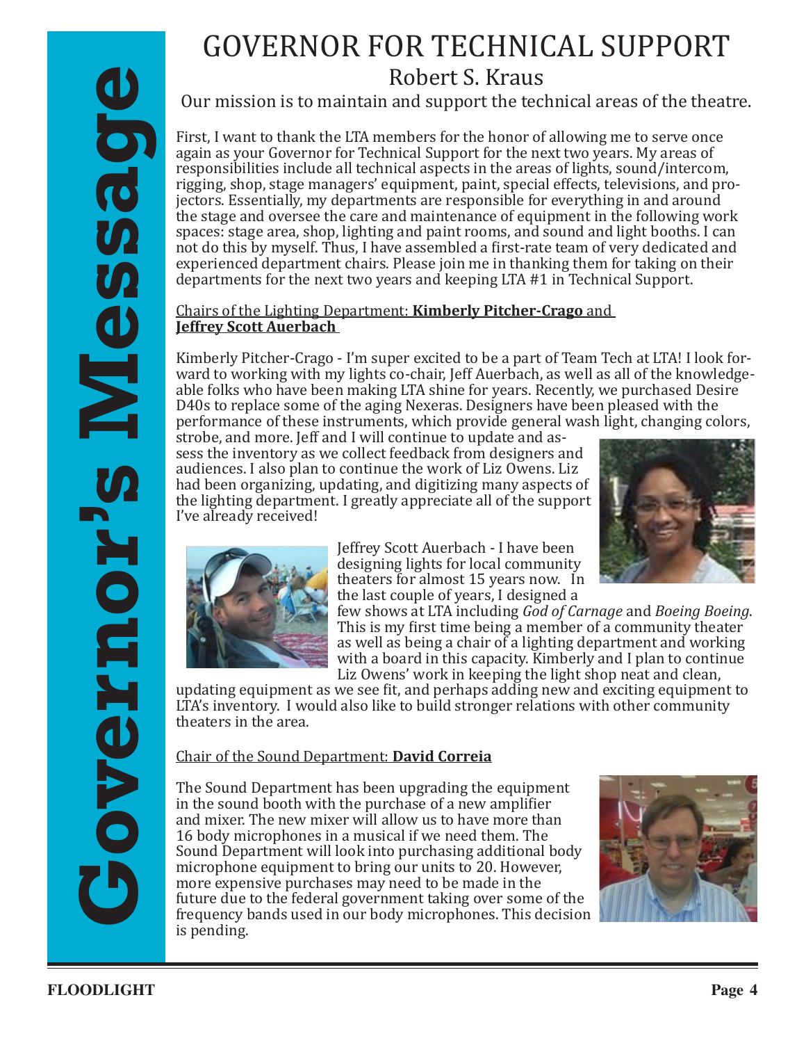# GOVERNOR FOR TECHNICAL SUPPORT

## Robert S. Kraus

Our mission is to maintain and support the technical areas of the theatre.

First, I want to thank the LTA members for the honor of allowing me to serve once again as your Governor for Technical Support for the next two years. My areas of responsibilities include all technical aspects in the areas of lights, sound/intercom, rigging, shop, stage managers' equipment, paint, special effects, televisions, and projectors. Essentially, my departments are responsible for everything in and around the stage and oversee the care and maintenance of equipment in the following work spaces: stage area, shop, lighting and paint rooms, and sound and light booths. I can not do this by myself. Thus, I have assembled a first-rate team of very dedicated and experienced department chairs. Please join me in thanking them for taking on their departments for the next two years and keeping LTA #1 in Technical Support.

Chairs of the Lighting Department: **Kimberly Pitcher-Crago** and **Jeffrey Scott Auerbach**

Kimberly Pitcher-Crago - I'm super excited to be a part of Team Tech at LTA! I look forward to working with my lights co-chair, Jeff Auerbach, as well as all of the knowledgeable folks who have been making LTA shine for years. Recently, we purchased Desire D40s to replace some of the aging Nexeras. Designers have been pleased with the performance of these instruments, which provide general wash light, changing colors, strobe, and more. Jeff and I will continue to update and assess the inventory as we collect feedback from designers and audiences. I also plan to continue the work of Liz Owens. Liz had been organizing, updating, and digitizing many aspects of the lighting department. I greatly appreciate all of the support I've already received!

Jeffrey Scott Auerbach - I have been designing lights for local community theaters for almost 15 years now. In the last couple of years, I designed a few shows at LTA including *God of Carnage* and *Boeing Boeing*. This is my first time being a member of a community theater as well as being a chair of a lighting department and working with a board in this capacity. Kimberly and I plan to continue Liz Owens' work in keeping the light shop neat and clean, updating equipment as we see fit, and perhaps adding new and exciting equipment to LTA's inventory. I would also like to build stronger relations with other community theaters in the area.

Chair of the Sound Department: **David Correia**

The Sound Department has been upgrading the equipment in the sound booth with the purchase of a new amplifier and mixer. The new mixer will allow us to have more than 16 body microphones in a musical if we need them. The Sound Department will look into purchasing additional body microphone equipment to bring our units to 20. However, more expensive purchases may need to be made in the future due to the federal government taking over some of the frequency bands used in our body microphones. This decision is pending.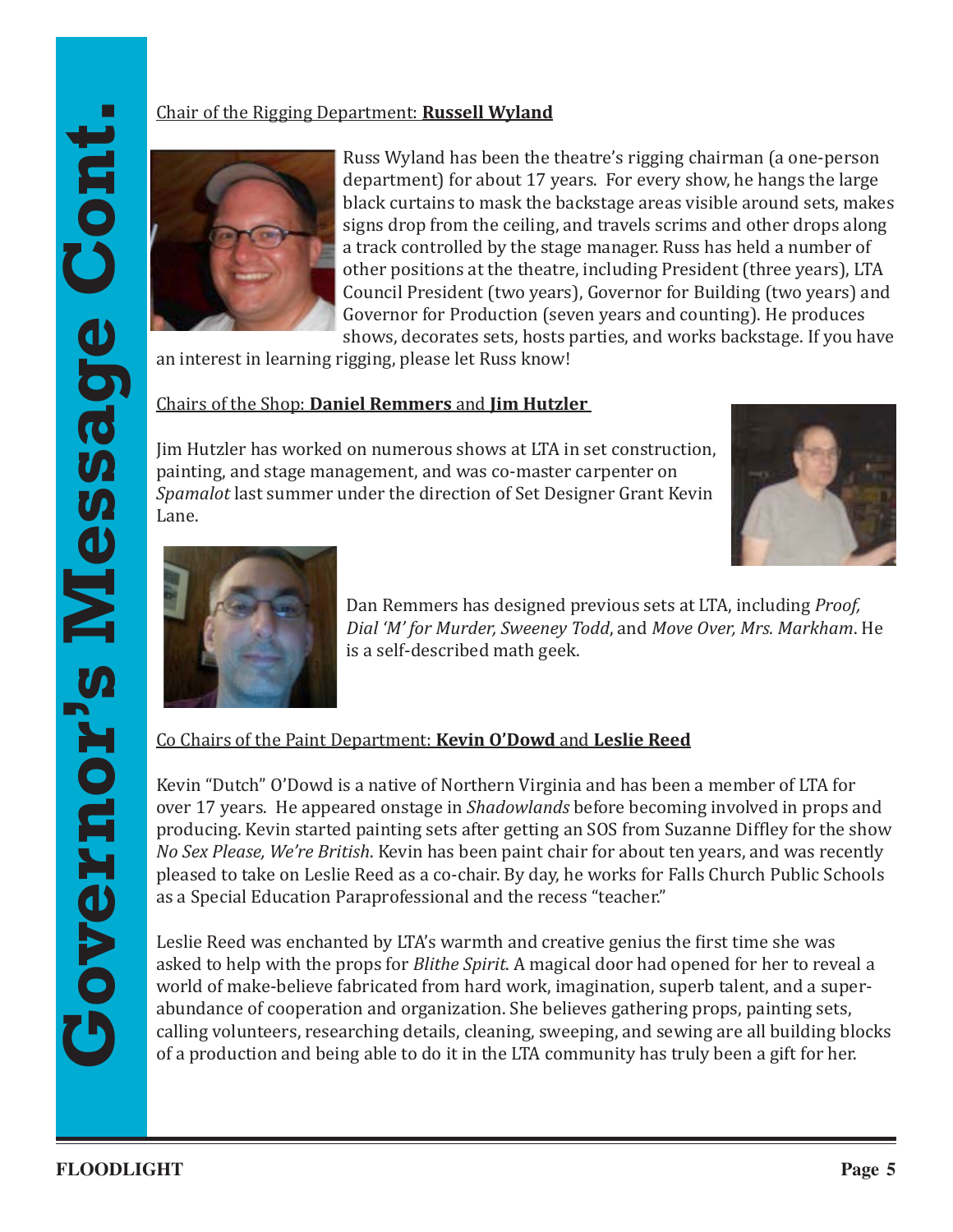# Governor's Message Cont.

<u>Chair of the Rigging Department: **Russell Wyland**</u>

Russ Wyland has been the theatre's rigging chairman (a one-person department) for about 17 years. For every show, he hangs the large black curtains to mask the backstage areas visible around sets, makes signs drop from the ceiling, and travels scrims and other drops along a track controlled by the stage manager. Russ has held a number of other positions at the theatre, including President (three years), LTA Council President (two years), Governor for Building (two years) and Governor for Production (seven years and counting). He produces shows, decorates sets, hosts parties, and works backstage. If you have an interest in learning rigging, please let Russ know!

<u>Chairs of the Shop: **Daniel Remmers** and **Jim Hutzler**</u>

Jim Hutzler has worked on numerous shows at LTA in set construction, painting, and stage management, and was co-master carpenter on *Spamalot* last summer under the direction of Set Designer Grant Kevin Lane.

Dan Remmers has designed previous sets at LTA, including *Proof, Dial 'M' for Murder, Sweeney Todd*, and *Move Over, Mrs. Markham*. He is a self-described math geek.

<u>Co Chairs of the Paint Department: **Kevin O'Dowd** and **Leslie Reed**</u>

Kevin "Dutch" O'Dowd is a native of Northern Virginia and has been a member of LTA for over 17 years. He appeared onstage in *Shadowlands* before becoming involved in props and producing. Kevin started painting sets after getting an SOS from Suzanne Diffley for the show *No Sex Please, We're British*. Kevin has been paint chair for about ten years, and was recently pleased to take on Leslie Reed as a co-chair. By day, he works for Falls Church Public Schools as a Special Education Paraprofessional and the recess "teacher."

Leslie Reed was enchanted by LTA's warmth and creative genius the first time she was asked to help with the props for *Blithe Spirit*. A magical door had opened for her to reveal a world of make-believe fabricated from hard work, imagination, superb talent, and a super-abundance of cooperation and organization. She believes gathering props, painting sets, calling volunteers, researching details, cleaning, sweeping, and sewing are all building blocks of a production and being able to do it in the LTA community has truly been a gift for her.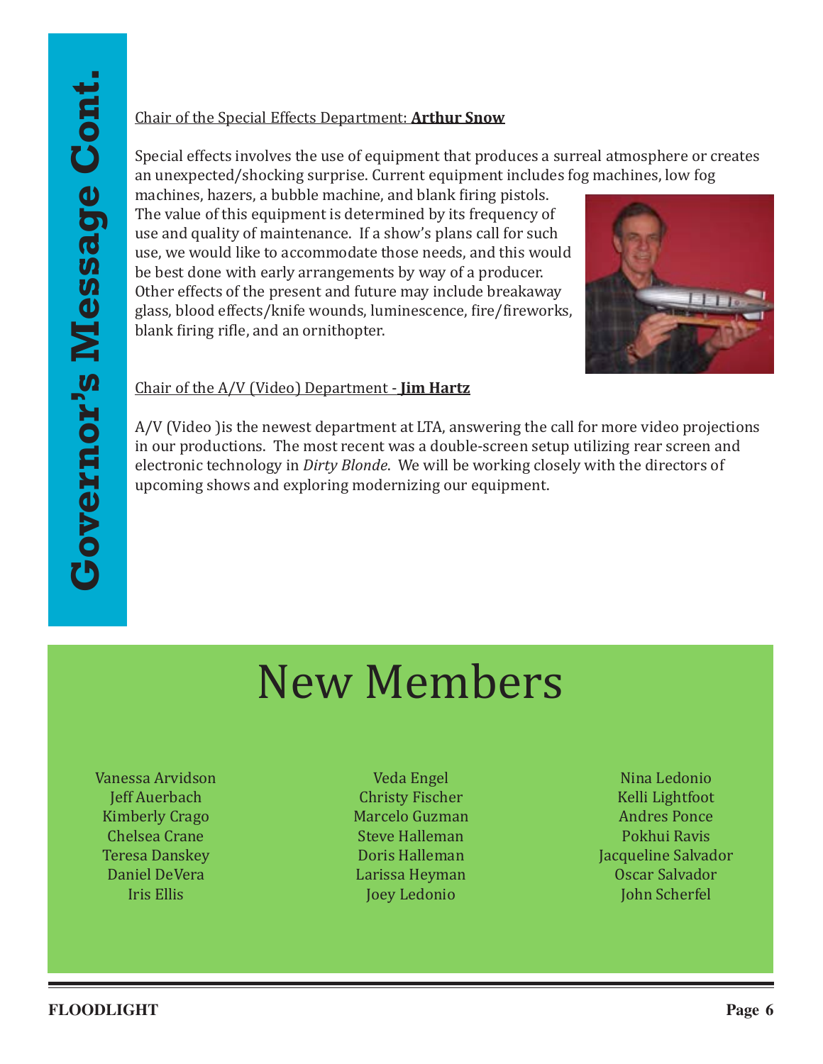# Governor's Message Cont.

Chair of the Special Effects Department: **Arthur Snow**

Special effects involves the use of equipment that produces a surreal atmosphere or creates an unexpected/shocking surprise. Current equipment includes fog machines, low fog machines, hazers, a bubble machine, and blank firing pistols. The value of this equipment is determined by its frequency of use and quality of maintenance. If a show's plans call for such use, we would like to accommodate those needs, and this would be best done with early arrangements by way of a producer. Other effects of the present and future may include breakaway glass, blood effects/knife wounds, luminescence, fire/fireworks, blank firing rifle, and an ornithopter.

Chair of the A/V (Video) Department - **Jim Hartz**

A/V (Video )is the newest department at LTA, answering the call for more video projections in our productions. The most recent was a double-screen setup utilizing rear screen and electronic technology in *Dirty Blonde*. We will be working closely with the directors of upcoming shows and exploring modernizing our equipment.

# New Members

Vanessa Arvidson
Jeff Auerbach
Kimberly Crago
Chelsea Crane
Teresa Danskey
Daniel DeVera
Iris Ellis
Veda Engel
Christy Fischer
Marcelo Guzman
Steve Halleman
Doris Halleman
Larissa Heyman
Joey Ledonio
Nina Ledonio
Kelli Lightfoot
Andres Ponce
Pokhui Ravis
Jacqueline Salvador
Oscar Salvador
John Scherfel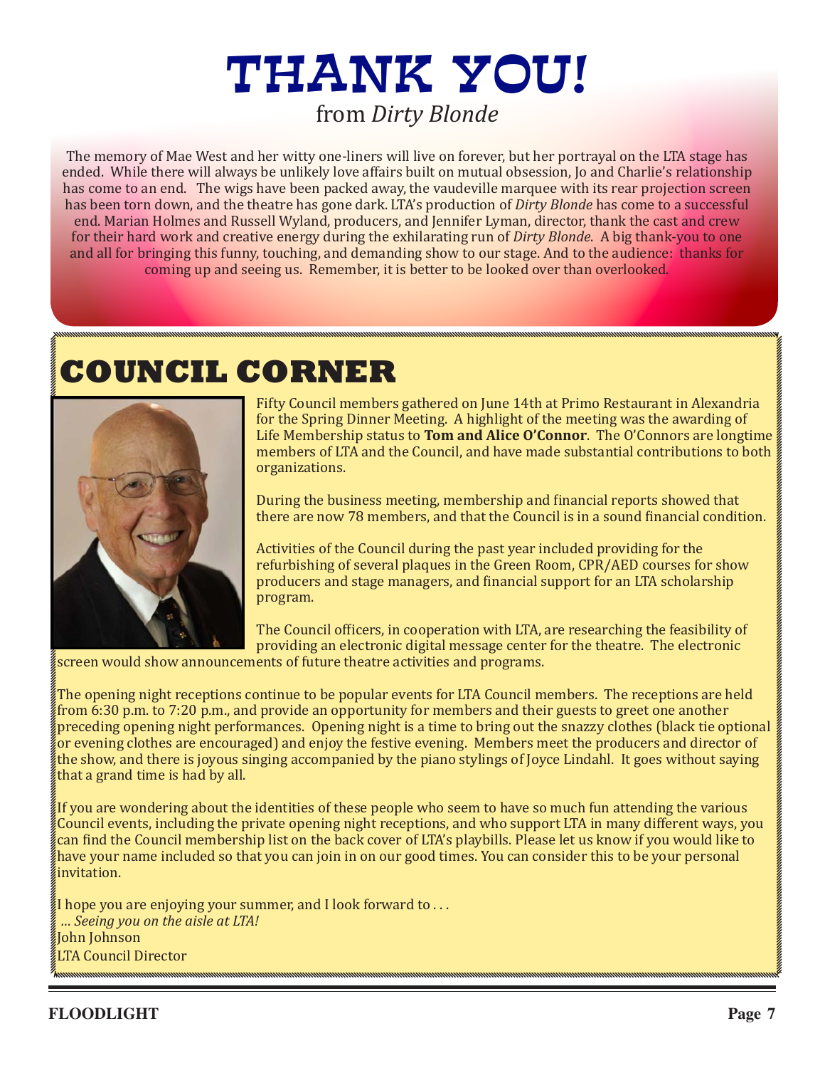# THANK YOU!

from *Dirty Blonde*

The memory of Mae West and her witty one-liners will live on forever, but her portrayal on the LTA stage has ended. While there will always be unlikely love affairs built on mutual obsession, Jo and Charlie's relationship has come to an end. The wigs have been packed away, the vaudeville marquee with its rear projection screen has been torn down, and the theatre has gone dark. LTA's production of *Dirty Blonde* has come to a successful end. Marian Holmes and Russell Wyland, producers, and Jennifer Lyman, director, thank the cast and crew for their hard work and creative energy during the exhilarating run of *Dirty Blonde*. A big thank-you to one and all for bringing this funny, touching, and demanding show to our stage. And to the audience: thanks for coming up and seeing us. Remember, it is better to be looked over than overlooked.

# COUNCIL CORNER

Fifty Council members gathered on June 14th at Primo Restaurant in Alexandria for the Spring Dinner Meeting. A highlight of the meeting was the awarding of Life Membership status to **Tom and Alice O'Connor**. The O'Connors are longtime members of LTA and the Council, and have made substantial contributions to both organizations.

During the business meeting, membership and financial reports showed that there are now 78 members, and that the Council is in a sound financial condition.

Activities of the Council during the past year included providing for the refurbishing of several plaques in the Green Room, CPR/AED courses for show producers and stage managers, and financial support for an LTA scholarship program.

The Council officers, in cooperation with LTA, are researching the feasibility of providing an electronic digital message center for the theatre. The electronic screen would show announcements of future theatre activities and programs.

The opening night receptions continue to be popular events for LTA Council members. The receptions are held from 6:30 p.m. to 7:20 p.m., and provide an opportunity for members and their guests to greet one another preceding opening night performances. Opening night is a time to bring out the snazzy clothes (black tie optional or evening clothes are encouraged) and enjoy the festive evening. Members meet the producers and director of the show, and there is joyous singing accompanied by the piano stylings of Joyce Lindahl. It goes without saying that a grand time is had by all.

If you are wondering about the identities of these people who seem to have so much fun attending the various Council events, including the private opening night receptions, and who support LTA in many different ways, you can find the Council membership list on the back cover of LTA's playbills. Please let us know if you would like to have your name included so that you can join in on our good times. You can consider this to be your personal invitation.

I hope you are enjoying your summer, and I look forward to . . .  
*... Seeing you on the aisle at LTA!*  
John Johnson  
LTA Council Director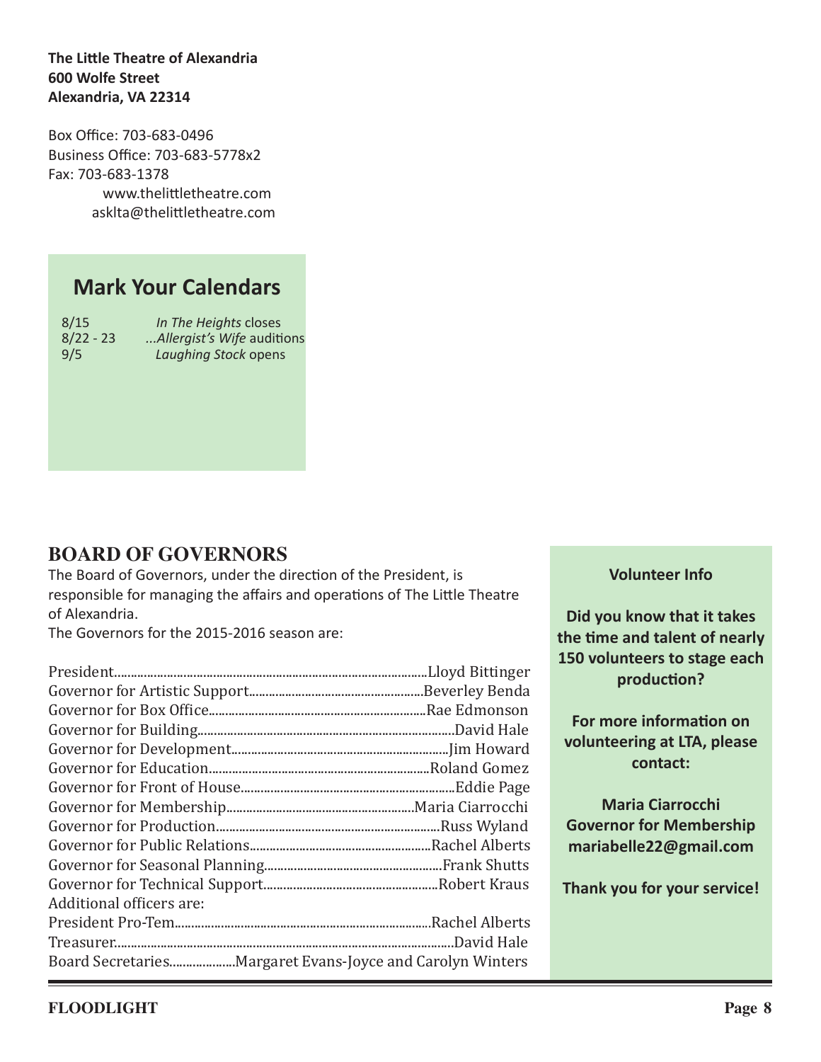**The Little Theatre of Alexandria**
**600 Wolfe Street**
**Alexandria, VA 22314**

Box Office: 703-683-0496
Business Office: 703-683-5778x2
Fax: 703-683-1378
www.thelittletheatre.com
asklta@thelittletheatre.com

## Mark Your Calendars

| | |
|---|---|
| 8/15 | *In The Heights* closes |
| 8/22 - 23 | *...Allergist's Wife* auditions |
| 9/5 | *Laughing Stock* opens |

## BOARD OF GOVERNORS

The Board of Governors, under the direction of the President, is responsible for managing the affairs and operations of The Little Theatre of Alexandria.
The Governors for the 2015-2016 season are:

| | |
|---|---|
| President | Lloyd Bittinger |
| Governor for Artistic Support | Beverley Benda |
| Governor for Box Office | Rae Edmonson |
| Governor for Building | David Hale |
| Governor for Development | Jim Howard |
| Governor for Education | Roland Gomez |
| Governor for Front of House | Eddie Page |
| Governor for Membership | Maria Ciarrocchi |
| Governor for Production | Russ Wyland |
| Governor for Public Relations | Rachel Alberts |
| Governor for Seasonal Planning | Frank Shutts |
| Governor for Technical Support | Robert Kraus |

Additional officers are:

| | |
|---|---|
| President Pro-Tem | Rachel Alberts |
| Treasurer | David Hale |
| Board Secretaries | Margaret Evans-Joyce and Carolyn Winters |

**Volunteer Info**

**Did you know that it takes the time and talent of nearly 150 volunteers to stage each production?**

**For more information on volunteering at LTA, please contact:**

**Maria Ciarrocchi**
**Governor for Membership**
**mariabelle22@gmail.com**

**Thank you for your service!**